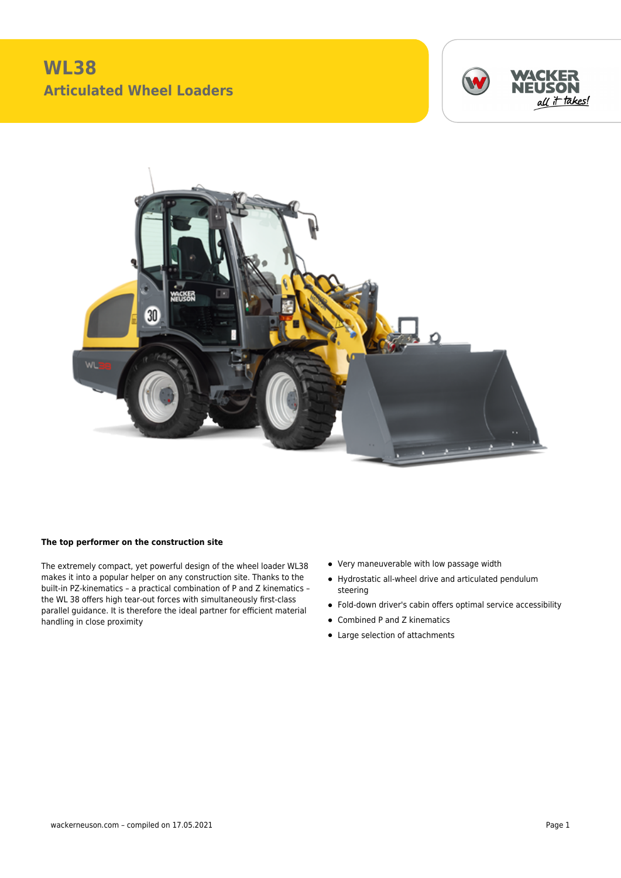# WL38

## Articulated Wheel Loaders

### The top performer on the construction site

The extremely compact, yet powerful design of the wheel loader WL38 makes it into a popular helper on any construction site. Thanks to the built-in PZ-kinematics – a practical combination of P and Z kinematics – the WL 38 offers high tear-out forces with simultaneously first-class parallel guidance. It is therefore the ideal partner for efficient material handling in close proximity

- Very maneuverable with low passage width
- Hydrostatic all-wheel drive and articulated pendulum steering
- Fold-down driver's cabin offers optimal service accessibility
- Combined P and Z kinematics
- Large selection of attachments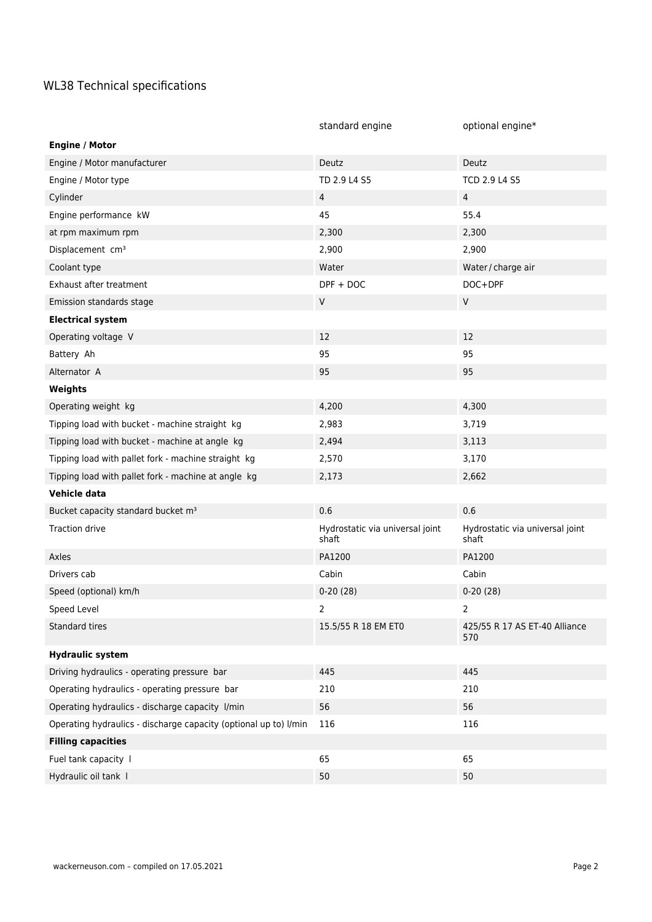# WL38 Technical specifications

| | standard engine | optional engine* |
|---|---|---|
| **Engine / Motor** | | |
| Engine / Motor manufacturer | Deutz | Deutz |
| Engine / Motor type | TD 2.9 L4 S5 | TCD 2.9 L4 S5 |
| Cylinder | 4 | 4 |
| Engine performance kW | 45 | 55.4 |
| at rpm maximum rpm | 2,300 | 2,300 |
| Displacement cm³ | 2,900 | 2,900 |
| Coolant type | Water | Water / charge air |
| Exhaust after treatment | DPF + DOC | DOC+DPF |
| Emission standards stage | V | V |
| **Electrical system** | | |
| Operating voltage V | 12 | 12 |
| Battery Ah | 95 | 95 |
| Alternator A | 95 | 95 |
| **Weights** | | |
| Operating weight kg | 4,200 | 4,300 |
| Tipping load with bucket - machine straight kg | 2,983 | 3,719 |
| Tipping load with bucket - machine at angle kg | 2,494 | 3,113 |
| Tipping load with pallet fork - machine straight kg | 2,570 | 3,170 |
| Tipping load with pallet fork - machine at angle kg | 2,173 | 2,662 |
| **Vehicle data** | | |
| Bucket capacity standard bucket m³ | 0.6 | 0.6 |
| Traction drive | Hydrostatic via universal joint shaft | Hydrostatic via universal joint shaft |
| Axles | PA1200 | PA1200 |
| Drivers cab | Cabin | Cabin |
| Speed (optional) km/h | 0-20 (28) | 0-20 (28) |
| Speed Level | 2 | 2 |
| Standard tires | 15.5/55 R 18 EM ET0 | 425/55 R 17 AS ET-40 Alliance 570 |
| **Hydraulic system** | | |
| Driving hydraulics - operating pressure bar | 445 | 445 |
| Operating hydraulics - operating pressure bar | 210 | 210 |
| Operating hydraulics - discharge capacity l/min | 56 | 56 |
| Operating hydraulics - discharge capacity (optional up to) l/min | 116 | 116 |
| **Filling capacities** | | |
| Fuel tank capacity l | 65 | 65 |
| Hydraulic oil tank l | 50 | 50 |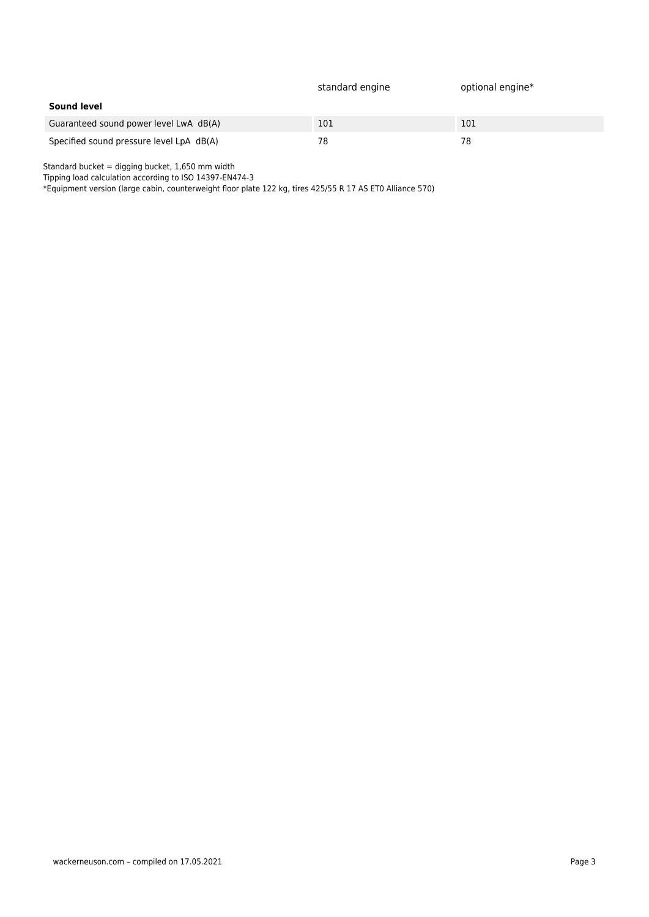| | standard engine | optional engine* |
|---|---|---|
| **Sound level** | | |
| Guaranteed sound power level LwA dB(A) | 101 | 101 |
| Specified sound pressure level LpA dB(A) | 78 | 78 |

Standard bucket = digging bucket, 1,650 mm width
Tipping load calculation according to ISO 14397-EN474-3
*Equipment version (large cabin, counterweight floor plate 122 kg, tires 425/55 R 17 AS ET0 Alliance 570)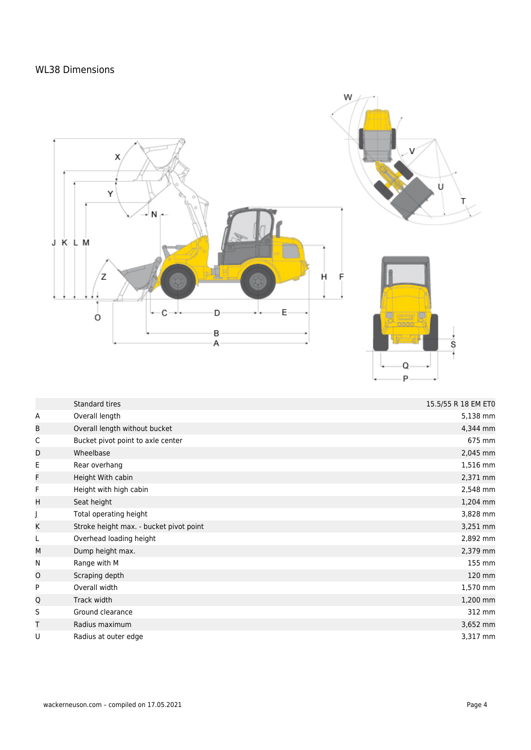## WL38 Dimensions

| | | |
|---|---|---|
| | Standard tires | 15.5/55 R 18 EM ET0 |
| A | Overall length | 5,138 mm |
| B | Overall length without bucket | 4,344 mm |
| C | Bucket pivot point to axle center | 675 mm |
| D | Wheelbase | 2,045 mm |
| E | Rear overhang | 1,516 mm |
| F | Height With cabin | 2,371 mm |
| F | Height with high cabin | 2,548 mm |
| H | Seat height | 1,204 mm |
| J | Total operating height | 3,828 mm |
| K | Stroke height max. - bucket pivot point | 3,251 mm |
| L | Overhead loading height | 2,892 mm |
| M | Dump height max. | 2,379 mm |
| N | Range with M | 155 mm |
| O | Scraping depth | 120 mm |
| P | Overall width | 1,570 mm |
| Q | Track width | 1,200 mm |
| S | Ground clearance | 312 mm |
| T | Radius maximum | 3,652 mm |
| U | Radius at outer edge | 3,317 mm |

wackerneuson.com – compiled on 17.05.2021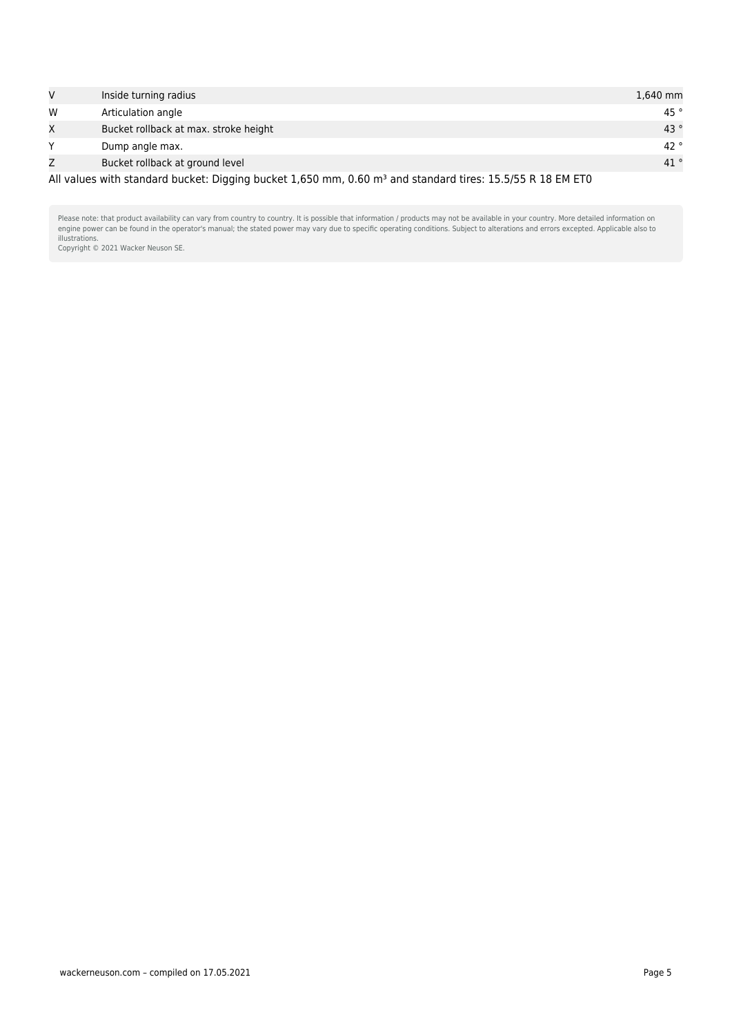| | | |
|---|---|---|
| V | Inside turning radius | 1,640 mm |
| W | Articulation angle | 45 ° |
| X | Bucket rollback at max. stroke height | 43 ° |
| Y | Dump angle max. | 42 ° |
| Z | Bucket rollback at ground level | 41 ° |

All values with standard bucket: Digging bucket 1,650 mm, 0.60 m³ and standard tires: 15.5/55 R 18 EM ET0

Please note: that product availability can vary from country to country. It is possible that information / products may not be available in your country. More detailed information on engine power can be found in the operator's manual; the stated power may vary due to specific operating conditions. Subject to alterations and errors excepted. Applicable also to illustrations.
Copyright © 2021 Wacker Neuson SE.

wackerneuson.com – compiled on 17.05.2021